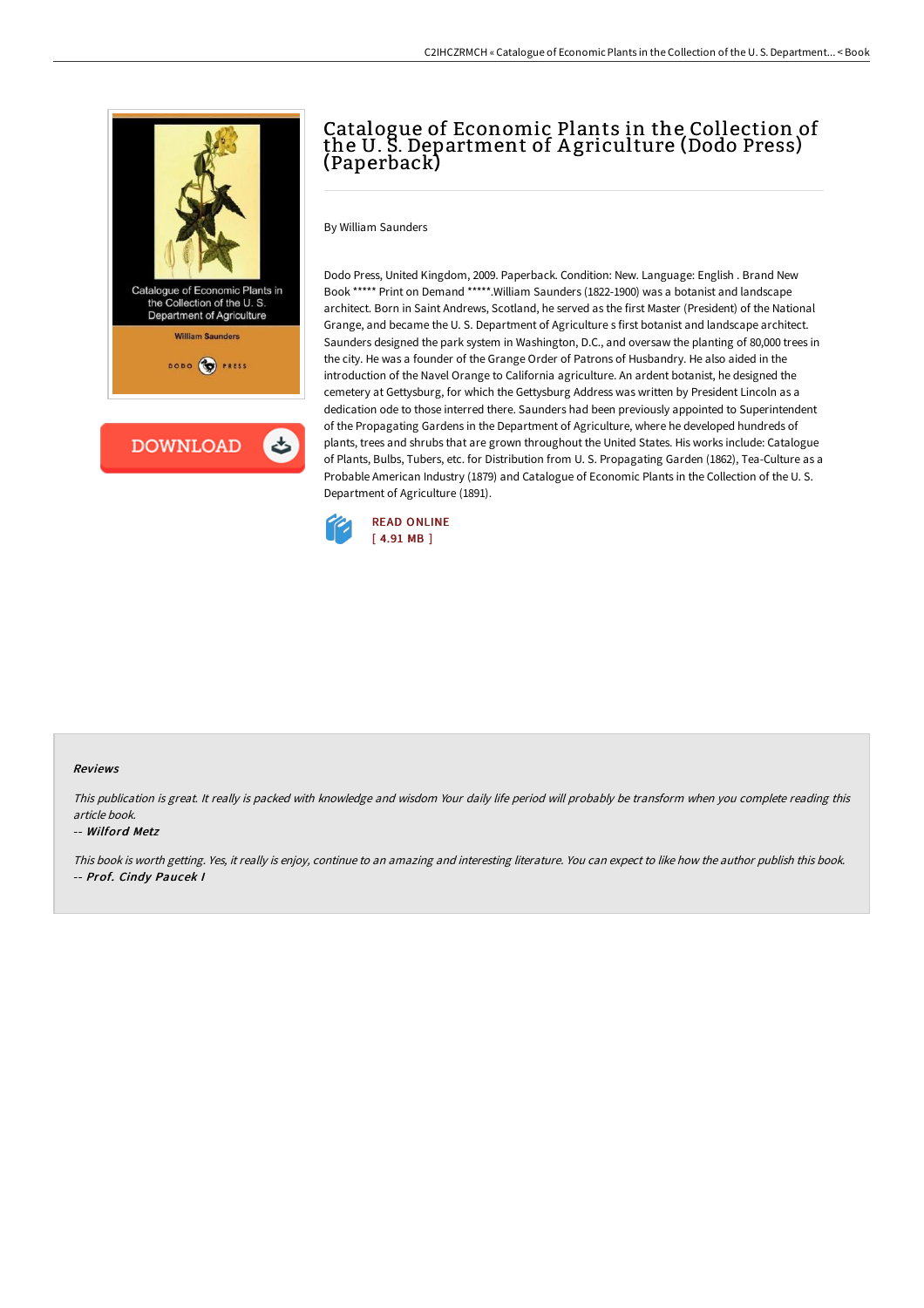# Catalogue of Economic Plants in the Collection of the U. S. Department of Agriculture (Dodo Press) (Paperback)

By William Saunders

Dodo Press, United Kingdom, 2009. Paperback. Condition: New. Language: English . Brand New Book ***** Print on Demand *****.William Saunders (1822-1900) was a botanist and landscape architect. Born in Saint Andrews, Scotland, he served as the first Master (President) of the National Grange, and became the U. S. Department of Agriculture s first botanist and landscape architect. Saunders designed the park system in Washington, D.C., and oversaw the planting of 80,000 trees in the city. He was a founder of the Grange Order of Patrons of Husbandry. He also aided in the introduction of the Navel Orange to California agriculture. An ardent botanist, he designed the cemetery at Gettysburg, for which the Gettysburg Address was written by President Lincoln as a dedication ode to those interred there. Saunders had been previously appointed to Superintendent of the Propagating Gardens in the Department of Agriculture, where he developed hundreds of plants, trees and shrubs that are grown throughout the United States. His works include: Catalogue of Plants, Bulbs, Tubers, etc. for Distribution from U. S. Propagating Garden (1862), Tea-Culture as a Probable American Industry (1879) and Catalogue of Economic Plants in the Collection of the U. S. Department of Agriculture (1891).

READ ONLINE
[ 4.91 MB ]

### Reviews

*This publication is great. It really is packed with knowledge and wisdom Your daily life period will probably be transform when you complete reading this article book.*

-- ***Wilford Metz***

*This book is worth getting. Yes, it really is enjoy, continue to an amazing and interesting literature. You can expect to like how the author publish this book.*

-- ***Prof. Cindy Paucek I***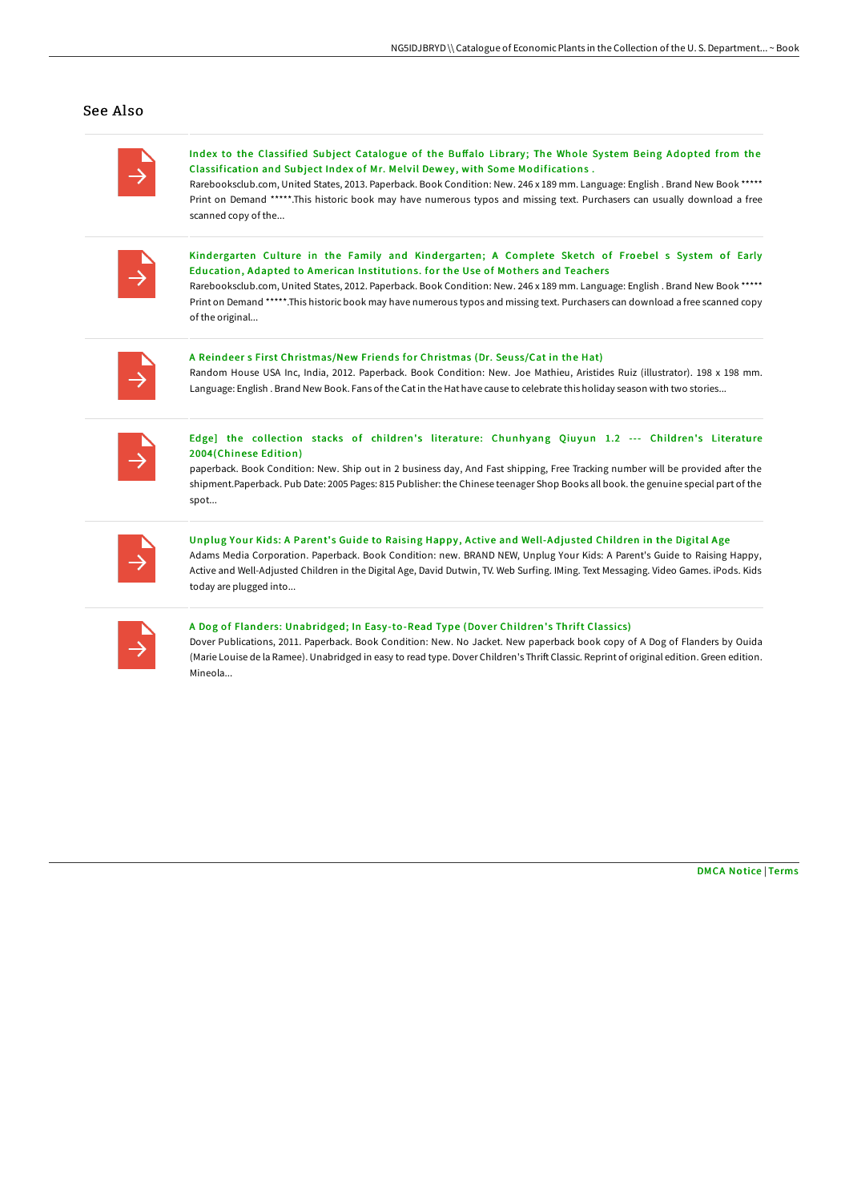## See Also

**Index to the Classified Subject Catalogue of the Buffalo Library; The Whole System Being Adopted from the Classification and Subject Index of Mr. Melvil Dewey, with Some Modifications .**

Rarebooksclub.com, United States, 2013. Paperback. Book Condition: New. 246 x 189 mm. Language: English . Brand New Book ***** Print on Demand *****.This historic book may have numerous typos and missing text. Purchasers can usually download a free scanned copy of the...

**Kindergarten Culture in the Family and Kindergarten; A Complete Sketch of Froebel s System of Early Education, Adapted to American Institutions. for the Use of Mothers and Teachers**

Rarebooksclub.com, United States, 2012. Paperback. Book Condition: New. 246 x 189 mm. Language: English . Brand New Book ***** Print on Demand *****.This historic book may have numerous typos and missing text. Purchasers can download a free scanned copy of the original...

**A Reindeer s First Christmas/New Friends for Christmas (Dr. Seuss/Cat in the Hat)**

Random House USA Inc, India, 2012. Paperback. Book Condition: New. Joe Mathieu, Aristides Ruiz (illustrator). 198 x 198 mm. Language: English . Brand New Book. Fans of the Cat in the Hat have cause to celebrate this holiday season with two stories...

**Edge] the collection stacks of children's literature: Chunhyang Qiuyun 1.2 --- Children's Literature 2004(Chinese Edition)**

paperback. Book Condition: New. Ship out in 2 business day, And Fast shipping, Free Tracking number will be provided after the shipment.Paperback. Pub Date: 2005 Pages: 815 Publisher: the Chinese teenager Shop Books all book. the genuine special part of the spot...

**Unplug Your Kids: A Parent's Guide to Raising Happy, Active and Well-Adjusted Children in the Digital Age**

Adams Media Corporation. Paperback. Book Condition: new. BRAND NEW, Unplug Your Kids: A Parent's Guide to Raising Happy, Active and Well-Adjusted Children in the Digital Age, David Dutwin, TV. Web Surfing. IMing. Text Messaging. Video Games. iPods. Kids today are plugged into...

**A Dog of Flanders: Unabridged; In Easy-to-Read Type (Dover Children's Thrift Classics)**

Dover Publications, 2011. Paperback. Book Condition: New. No Jacket. New paperback book copy of A Dog of Flanders by Ouida (Marie Louise de la Ramee). Unabridged in easy to read type. Dover Children's Thrift Classic. Reprint of original edition. Green edition. Mineola...

DMCA Notice | Terms